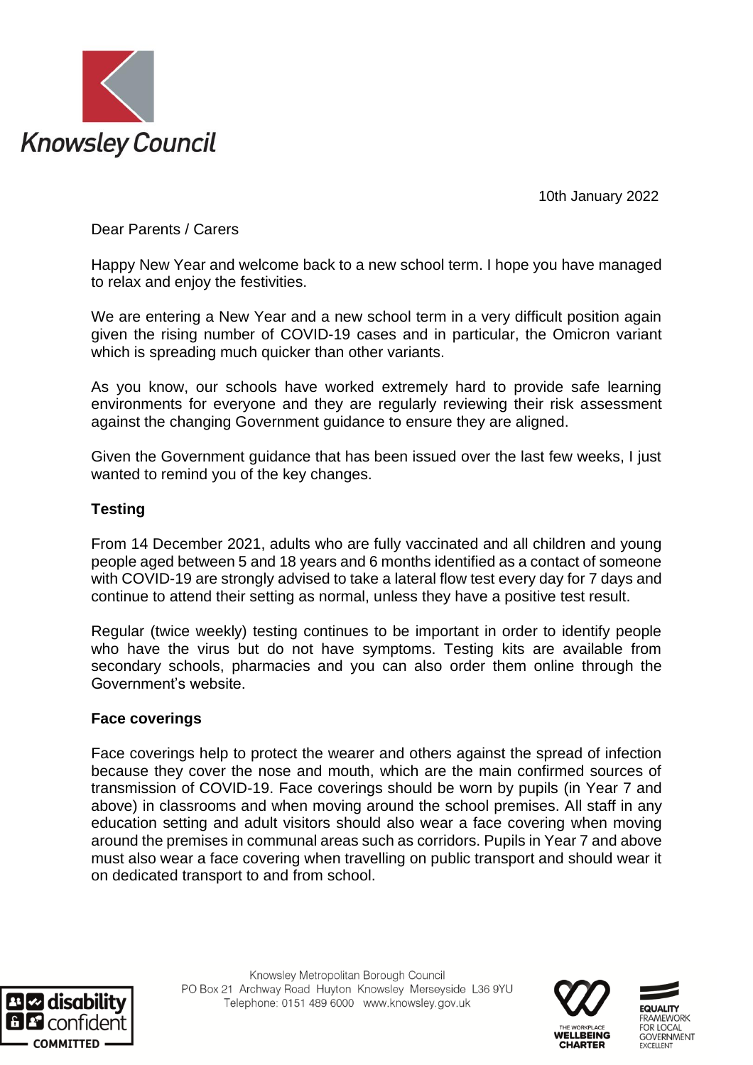Knowsley Council

10th January 2022

Dear Parents / Carers

Happy New Year and welcome back to a new school term. I hope you have managed to relax and enjoy the festivities.

We are entering a New Year and a new school term in a very difficult position again given the rising number of COVID-19 cases and in particular, the Omicron variant which is spreading much quicker than other variants.

As you know, our schools have worked extremely hard to provide safe learning environments for everyone and they are regularly reviewing their risk assessment against the changing Government guidance to ensure they are aligned.

Given the Government guidance that has been issued over the last few weeks, I just wanted to remind you of the key changes.

**Testing**

From 14 December 2021, adults who are fully vaccinated and all children and young people aged between 5 and 18 years and 6 months identified as a contact of someone with COVID-19 are strongly advised to take a lateral flow test every day for 7 days and continue to attend their setting as normal, unless they have a positive test result.

Regular (twice weekly) testing continues to be important in order to identify people who have the virus but do not have symptoms. Testing kits are available from secondary schools, pharmacies and you can also order them online through the Government's website.

**Face coverings**

Face coverings help to protect the wearer and others against the spread of infection because they cover the nose and mouth, which are the main confirmed sources of transmission of COVID-19. Face coverings should be worn by pupils (in Year 7 and above) in classrooms and when moving around the school premises. All staff in any education setting and adult visitors should also wear a face covering when moving around the premises in communal areas such as corridors. Pupils in Year 7 and above must also wear a face covering when travelling on public transport and should wear it on dedicated transport to and from school.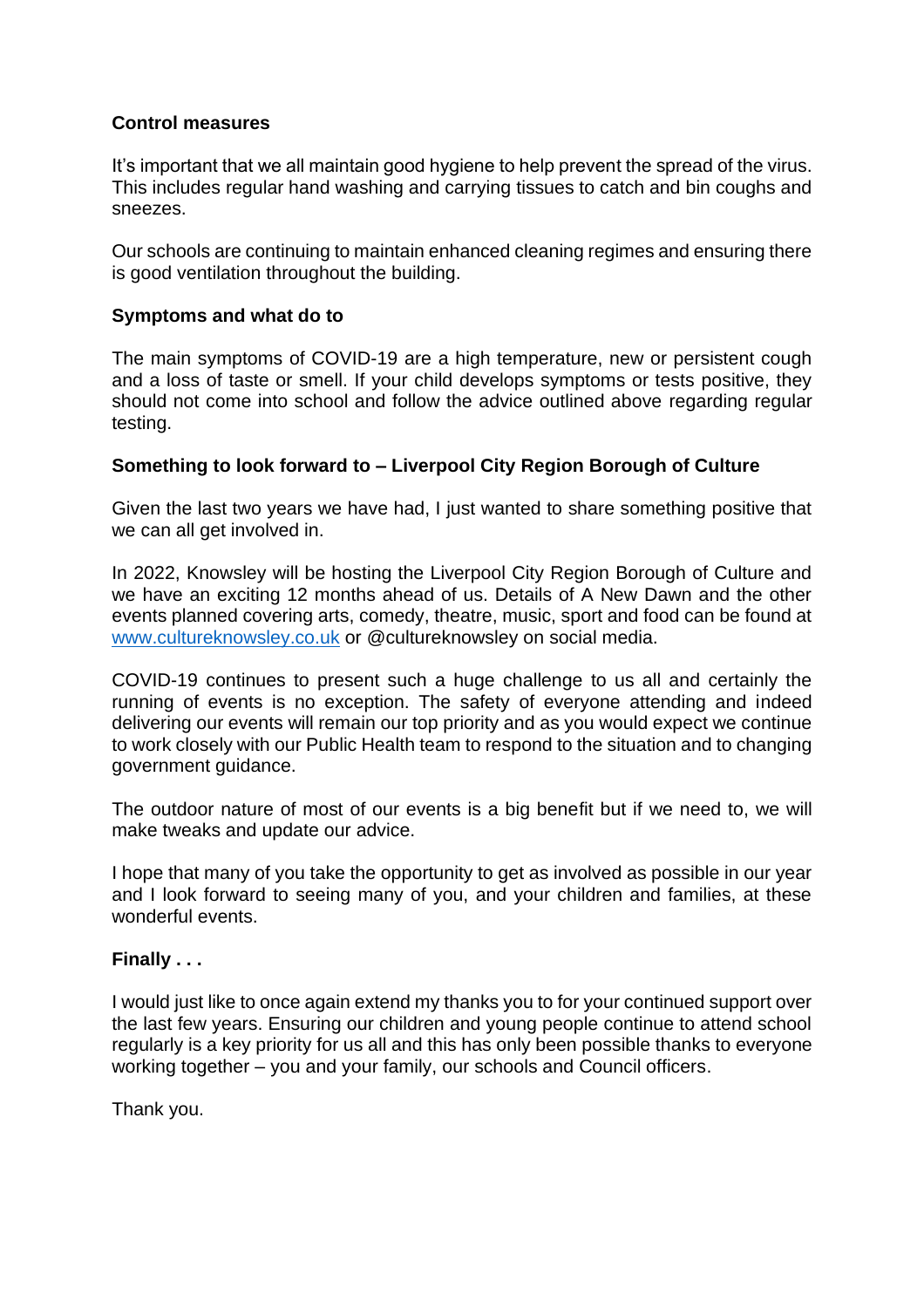**Control measures**

It's important that we all maintain good hygiene to help prevent the spread of the virus. This includes regular hand washing and carrying tissues to catch and bin coughs and sneezes.

Our schools are continuing to maintain enhanced cleaning regimes and ensuring there is good ventilation throughout the building.

**Symptoms and what do to**

The main symptoms of COVID-19 are a high temperature, new or persistent cough and a loss of taste or smell. If your child develops symptoms or tests positive, they should not come into school and follow the advice outlined above regarding regular testing.

**Something to look forward to – Liverpool City Region Borough of Culture**

Given the last two years we have had, I just wanted to share something positive that we can all get involved in.

In 2022, Knowsley will be hosting the Liverpool City Region Borough of Culture and we have an exciting 12 months ahead of us. Details of A New Dawn and the other events planned covering arts, comedy, theatre, music, sport and food can be found at [www.cultureknowsley.co.uk](http://www.cultureknowsley.co.uk) or @cultureknowsley on social media.

COVID-19 continues to present such a huge challenge to us all and certainly the running of events is no exception. The safety of everyone attending and indeed delivering our events will remain our top priority and as you would expect we continue to work closely with our Public Health team to respond to the situation and to changing government guidance.

The outdoor nature of most of our events is a big benefit but if we need to, we will make tweaks and update our advice.

I hope that many of you take the opportunity to get as involved as possible in our year and I look forward to seeing many of you, and your children and families, at these wonderful events.

**Finally . . .**

I would just like to once again extend my thanks you to for your continued support over the last few years. Ensuring our children and young people continue to attend school regularly is a key priority for us all and this has only been possible thanks to everyone working together – you and your family, our schools and Council officers.

Thank you.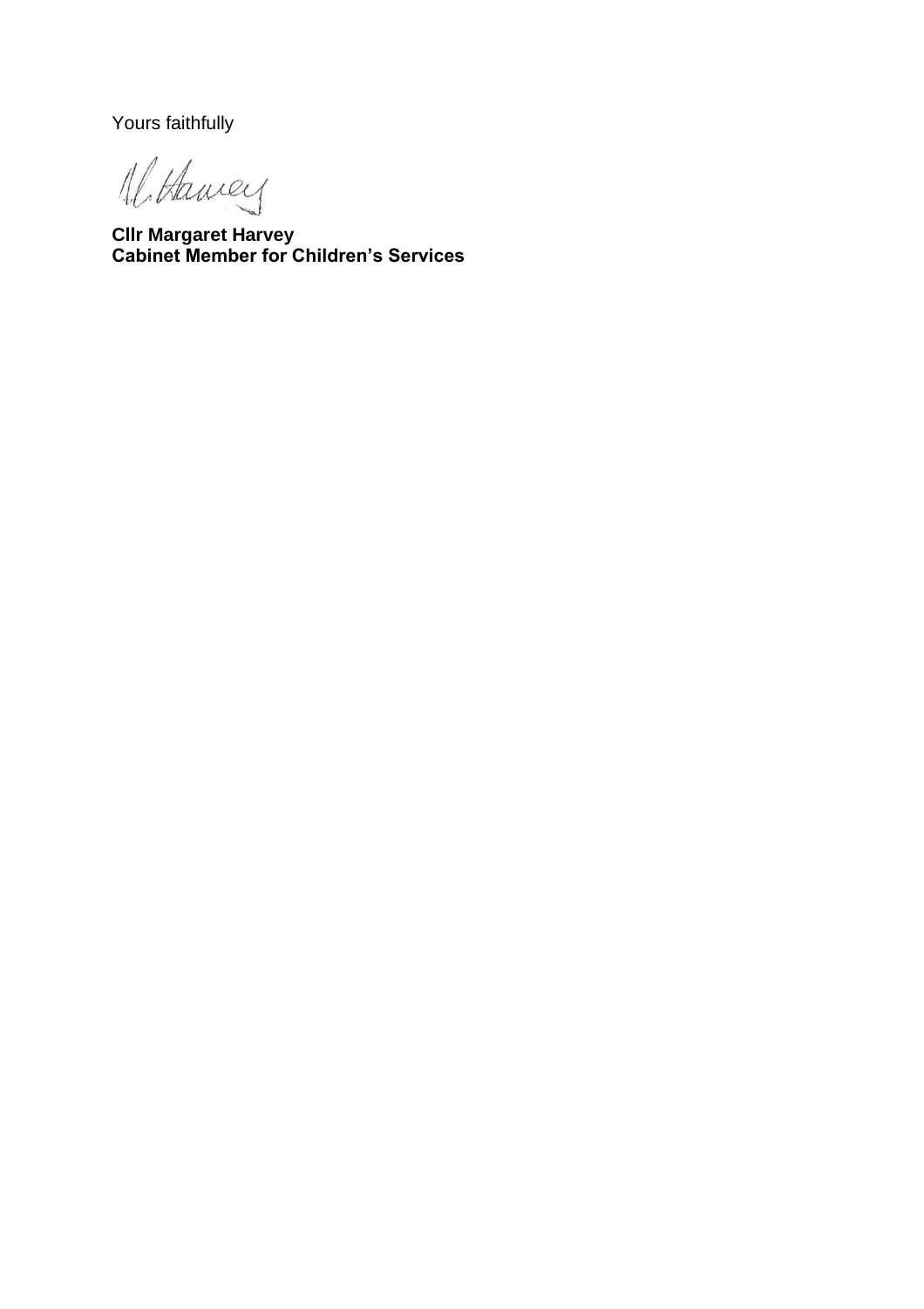Yours faithfully

**Cllr Margaret Harvey**
**Cabinet Member for Children's Services**